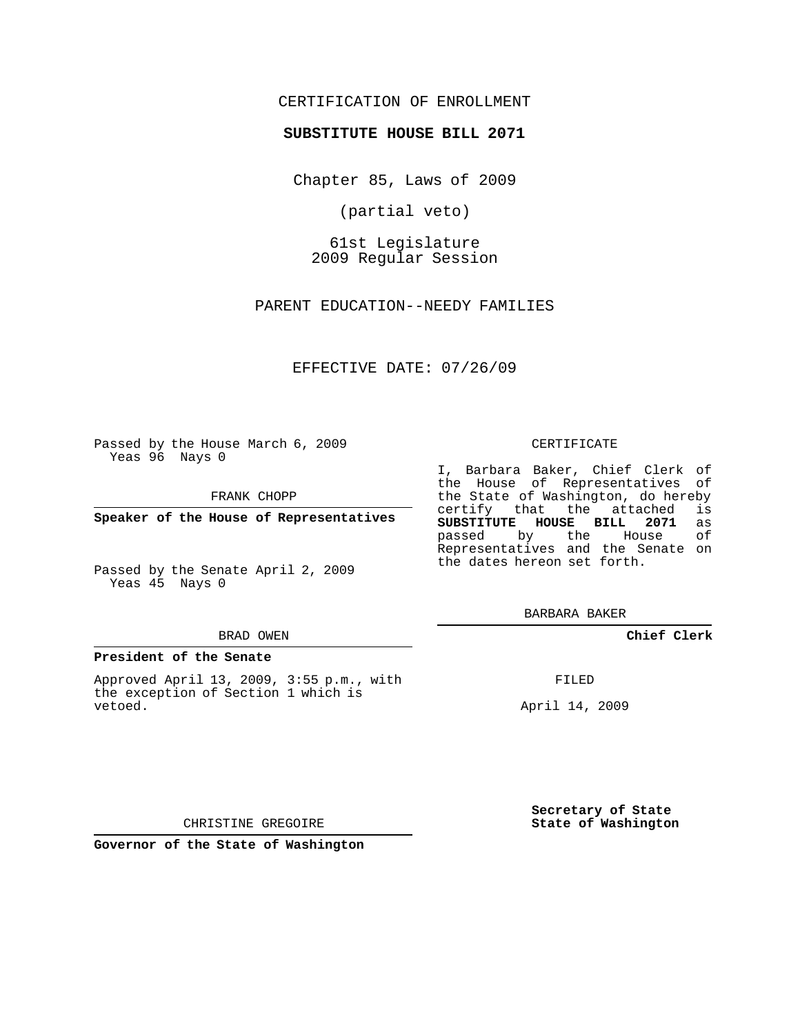CERTIFICATION OF ENROLLMENT

**SUBSTITUTE HOUSE BILL 2071**

Chapter 85, Laws of 2009

(partial veto)

61st Legislature
2009 Regular Session

PARENT EDUCATION--NEEDY FAMILIES

EFFECTIVE DATE: 07/26/09

Passed by the House March 6, 2009
Yeas 96 Nays 0

FRANK CHOPP

**Speaker of the House of Representatives**

Passed by the Senate April 2, 2009
Yeas 45 Nays 0

BRAD OWEN

**President of the Senate**

Approved April 13, 2009, 3:55 p.m., with the exception of Section 1 which is vetoed.

CHRISTINE GREGOIRE

**Governor of the State of Washington**

CERTIFICATE

I, Barbara Baker, Chief Clerk of the House of Representatives of the State of Washington, do hereby certify that the attached is **SUBSTITUTE HOUSE BILL 2071** as passed by the House of Representatives and the Senate on the dates hereon set forth.

BARBARA BAKER

**Chief Clerk**

FILED

April 14, 2009

**Secretary of State**
**State of Washington**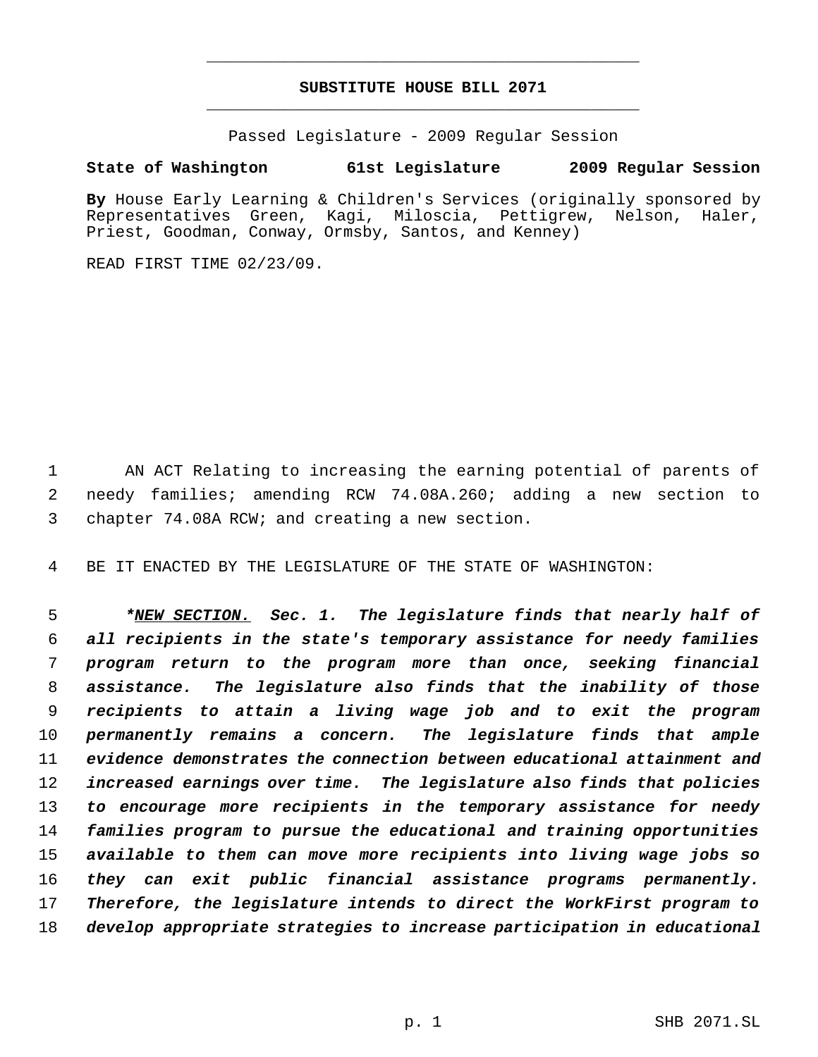# SUBSTITUTE HOUSE BILL 2071

Passed Legislature - 2009 Regular Session

**State of Washington 61st Legislature 2009 Regular Session**

**By** House Early Learning & Children's Services (originally sponsored by Representatives Green, Kagi, Miloscia, Pettigrew, Nelson, Haler, Priest, Goodman, Conway, Ormsby, Santos, and Kenney)

READ FIRST TIME 02/23/09.

AN ACT Relating to increasing the earning potential of parents of needy families; amending RCW 74.08A.260; adding a new section to chapter 74.08A RCW; and creating a new section.

BE IT ENACTED BY THE LEGISLATURE OF THE STATE OF WASHINGTON:

***NEW SECTION.** Sec. 1. The legislature finds that nearly half of all recipients in the state's temporary assistance for needy families program return to the program more than once, seeking financial assistance. The legislature also finds that the inability of those recipients to attain a living wage job and to exit the program permanently remains a concern. The legislature finds that ample evidence demonstrates the connection between educational attainment and increased earnings over time. The legislature also finds that policies to encourage more recipients in the temporary assistance for needy families program to pursue the educational and training opportunities available to them can move more recipients into living wage jobs so they can exit public financial assistance programs permanently. Therefore, the legislature intends to direct the WorkFirst program to develop appropriate strategies to increase participation in educational*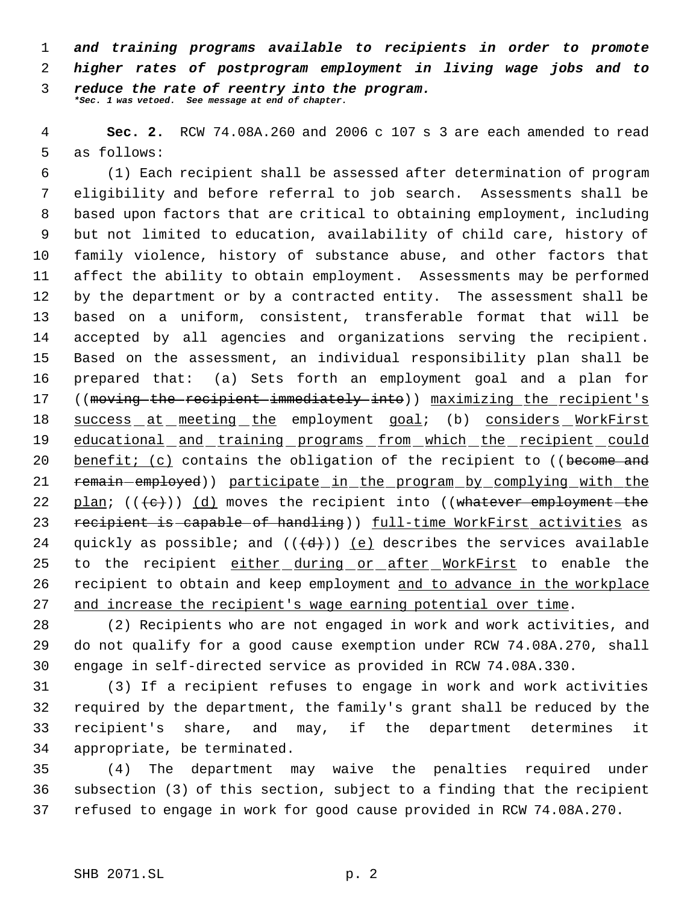*and training programs available to recipients in order to promote higher rates of postprogram employment in living wage jobs and to reduce the rate of reentry into the program.*
*\*Sec. 1 was vetoed. See message at end of chapter.*

**Sec. 2.** RCW 74.08A.260 and 2006 c 107 s 3 are each amended to read as follows:

(1) Each recipient shall be assessed after determination of program eligibility and before referral to job search. Assessments shall be based upon factors that are critical to obtaining employment, including but not limited to education, availability of child care, history of family violence, history of substance abuse, and other factors that affect the ability to obtain employment. Assessments may be performed by the department or by a contracted entity. The assessment shall be based on a uniform, consistent, transferable format that will be accepted by all agencies and organizations serving the recipient. Based on the assessment, an individual responsibility plan shall be prepared that: (a) Sets forth an employment goal and a plan for ((~~moving the recipient immediately into~~)) <u>maximizing the recipient's success at meeting the</u> employment <u>goal</u>; (b) <u>considers WorkFirst educational and training programs from which the recipient could benefit; (c)</u> contains the obligation of the recipient to ((~~become and remain employed~~)) <u>participate in the program by complying with the plan</u>; ((~~(c)~~)) <u>(d)</u> moves the recipient into ((~~whatever employment the recipient is capable of handling~~)) <u>full-time WorkFirst activities</u> as quickly as possible; and ((~~(d)~~)) <u>(e)</u> describes the services available to the recipient <u>either during or after WorkFirst</u> to enable the recipient to obtain and keep employment <u>and to advance in the workplace and increase the recipient's wage earning potential over time</u>.

(2) Recipients who are not engaged in work and work activities, and do not qualify for a good cause exemption under RCW 74.08A.270, shall engage in self-directed service as provided in RCW 74.08A.330.

(3) If a recipient refuses to engage in work and work activities required by the department, the family's grant shall be reduced by the recipient's share, and may, if the department determines it appropriate, be terminated.

(4) The department may waive the penalties required under subsection (3) of this section, subject to a finding that the recipient refused to engage in work for good cause provided in RCW 74.08A.270.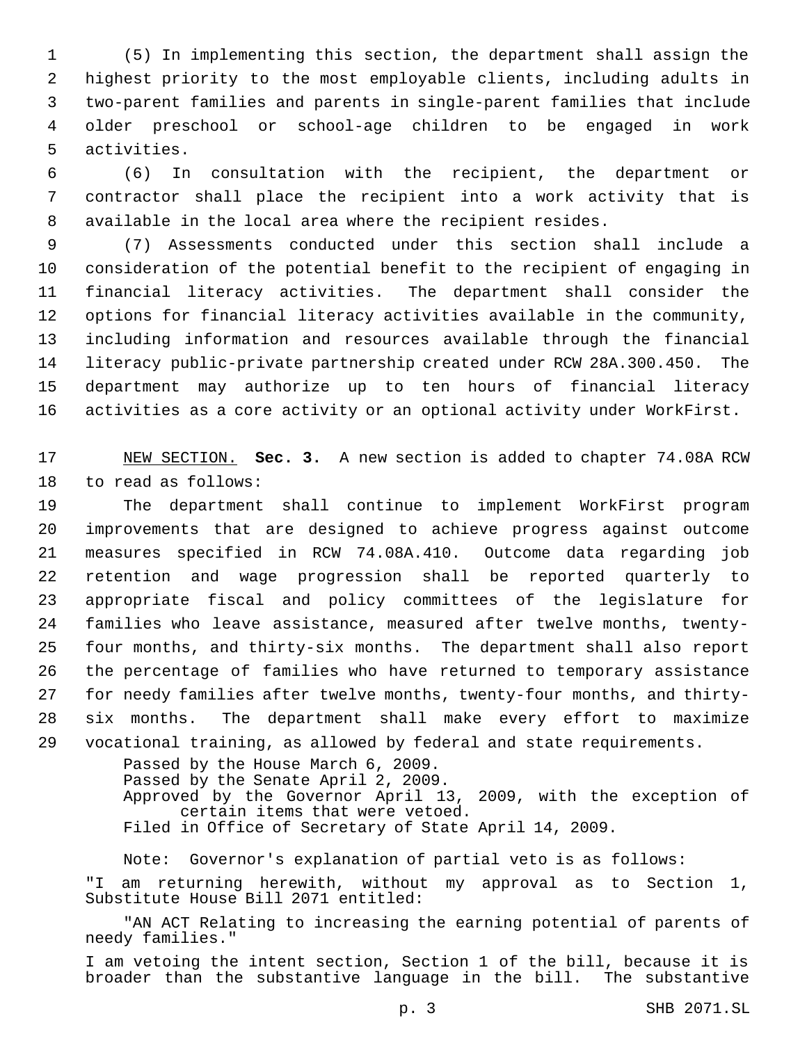(5) In implementing this section, the department shall assign the highest priority to the most employable clients, including adults in two-parent families and parents in single-parent families that include older preschool or school-age children to be engaged in work activities.

(6) In consultation with the recipient, the department or contractor shall place the recipient into a work activity that is available in the local area where the recipient resides.

(7) Assessments conducted under this section shall include a consideration of the potential benefit to the recipient of engaging in financial literacy activities. The department shall consider the options for financial literacy activities available in the community, including information and resources available through the financial literacy public-private partnership created under RCW 28A.300.450. The department may authorize up to ten hours of financial literacy activities as a core activity or an optional activity under WorkFirst.

NEW SECTION. **Sec. 3.** A new section is added to chapter 74.08A RCW to read as follows:

The department shall continue to implement WorkFirst program improvements that are designed to achieve progress against outcome measures specified in RCW 74.08A.410. Outcome data regarding job retention and wage progression shall be reported quarterly to appropriate fiscal and policy committees of the legislature for families who leave assistance, measured after twelve months, twenty-four months, and thirty-six months. The department shall also report the percentage of families who have returned to temporary assistance for needy families after twelve months, twenty-four months, and thirty-six months. The department shall make every effort to maximize vocational training, as allowed by federal and state requirements.

Passed by the House March 6, 2009.
Passed by the Senate April 2, 2009.
Approved by the Governor April 13, 2009, with the exception of certain items that were vetoed.
Filed in Office of Secretary of State April 14, 2009.

Note: Governor's explanation of partial veto is as follows:

"I am returning herewith, without my approval as to Section 1, Substitute House Bill 2071 entitled:

"AN ACT Relating to increasing the earning potential of parents of needy families."

I am vetoing the intent section, Section 1 of the bill, because it is broader than the substantive language in the bill. The substantive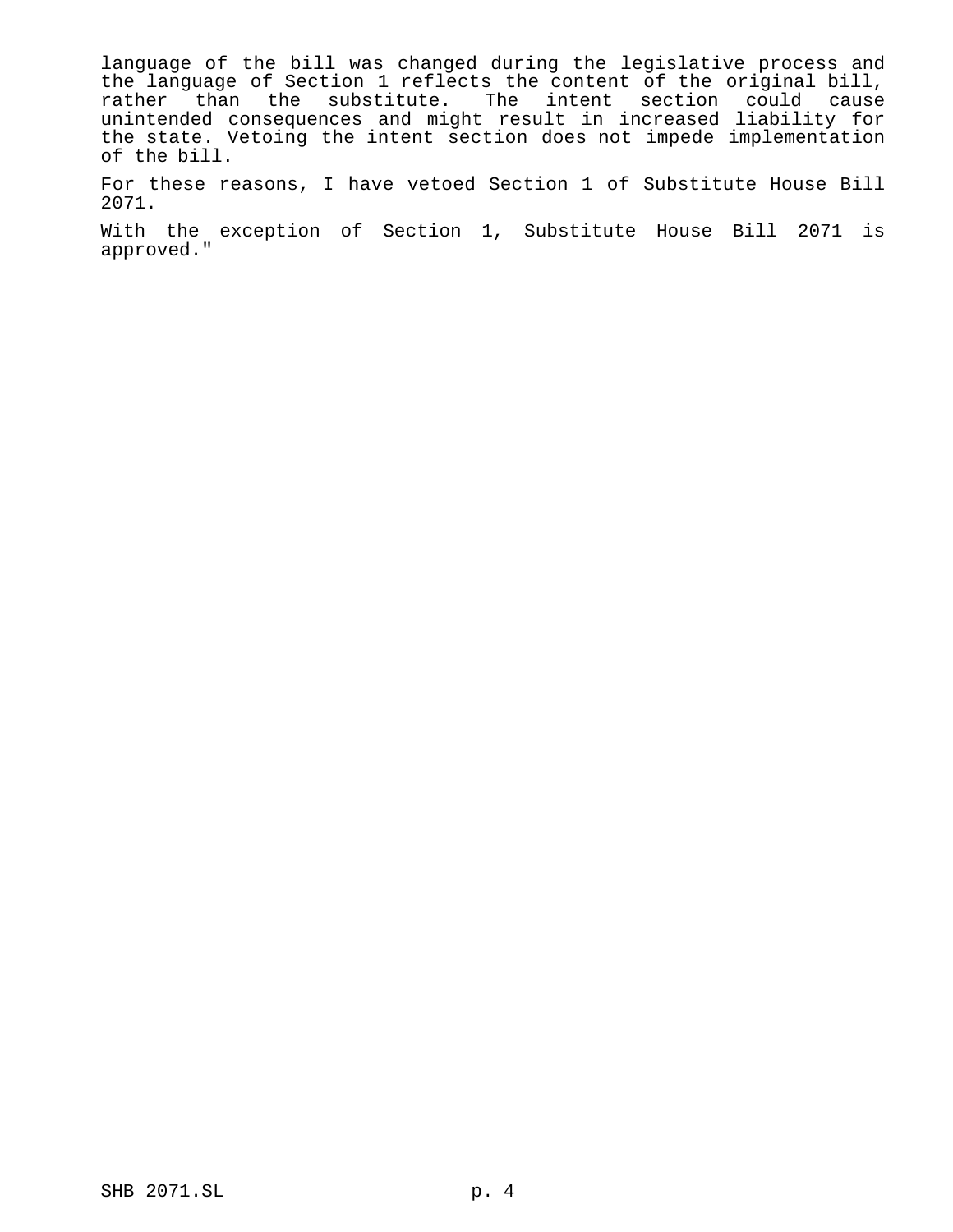language of the bill was changed during the legislative process and the language of Section 1 reflects the content of the original bill, rather than the substitute. The intent section could cause unintended consequences and might result in increased liability for the state. Vetoing the intent section does not impede implementation of the bill.

For these reasons, I have vetoed Section 1 of Substitute House Bill 2071.

With the exception of Section 1, Substitute House Bill 2071 is approved."